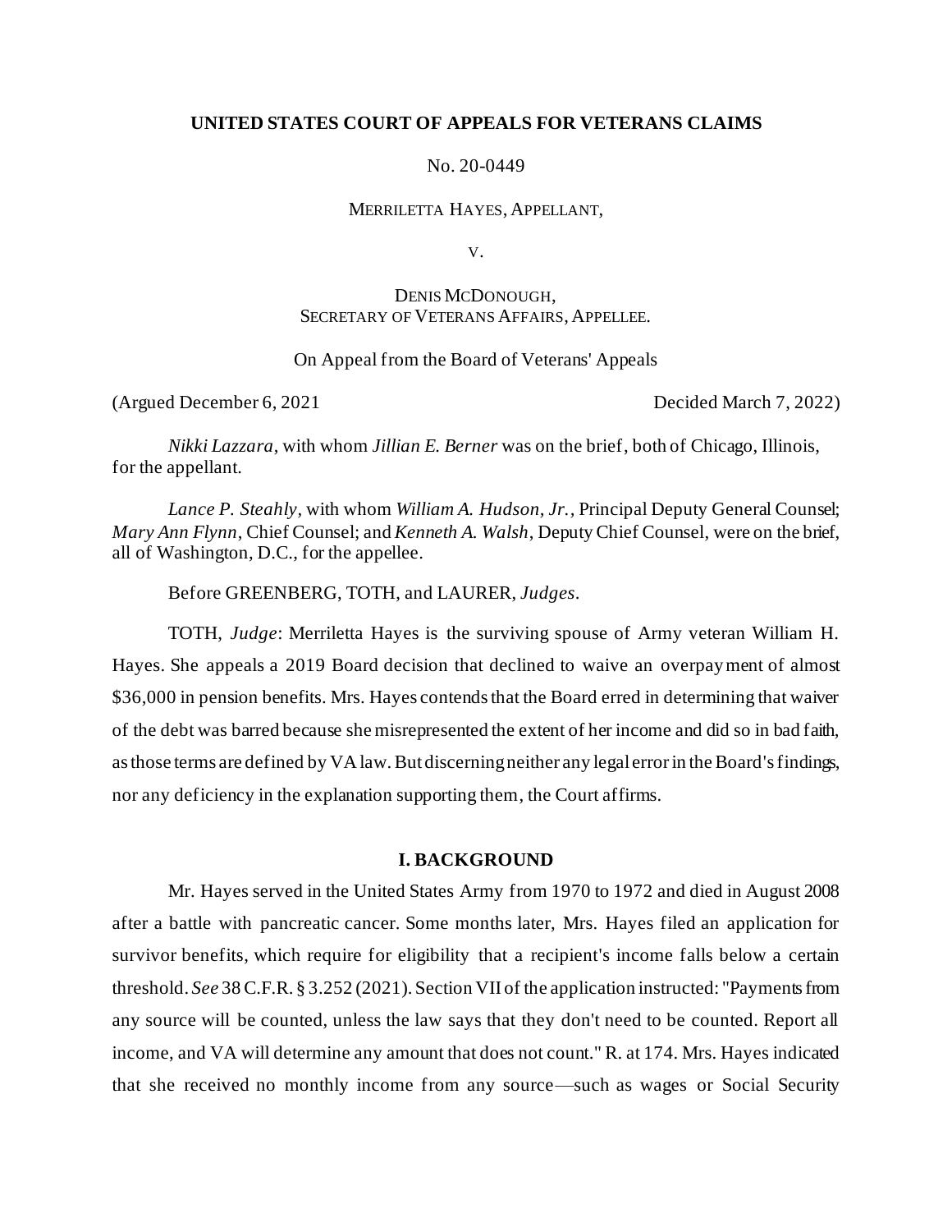**UNITED STATES COURT OF APPEALS FOR VETERANS CLAIMS**

No. 20-0449

MERRILETTA HAYES, APPELLANT,

V.

DENIS MCDONOUGH,
SECRETARY OF VETERANS AFFAIRS, APPELLEE.

On Appeal from the Board of Veterans' Appeals

(Argued December 6, 2021 Decided March 7, 2022)

*Nikki Lazzara*, with whom *Jillian E. Berner* was on the brief, both of Chicago, Illinois, for the appellant.

*Lance P. Steahly*, with whom *William A. Hudson, Jr.*, Principal Deputy General Counsel; *Mary Ann Flynn*, Chief Counsel; and *Kenneth A. Walsh*, Deputy Chief Counsel, were on the brief, all of Washington, D.C., for the appellee.

Before GREENBERG, TOTH, and LAURER, *Judges*.

TOTH, *Judge*: Merriletta Hayes is the surviving spouse of Army veteran William H. Hayes. She appeals a 2019 Board decision that declined to waive an overpayment of almost $36,000 in pension benefits. Mrs. Hayes contends that the Board erred in determining that waiver of the debt was barred because she misrepresented the extent of her income and did so in bad faith, as those terms are defined by VA law. But discerning neither any legal error in the Board's findings, nor any deficiency in the explanation supporting them, the Court affirms.

## I. BACKGROUND

Mr. Hayes served in the United States Army from 1970 to 1972 and died in August 2008 after a battle with pancreatic cancer. Some months later, Mrs. Hayes filed an application for survivor benefits, which require for eligibility that a recipient's income falls below a certain threshold. *See* 38 C.F.R. § 3.252 (2021). Section VII of the application instructed: "Payments from any source will be counted, unless the law says that they don't need to be counted. Report all income, and VA will determine any amount that does not count." R. at 174. Mrs. Hayes indicated that she received no monthly income from any source—such as wages or Social Security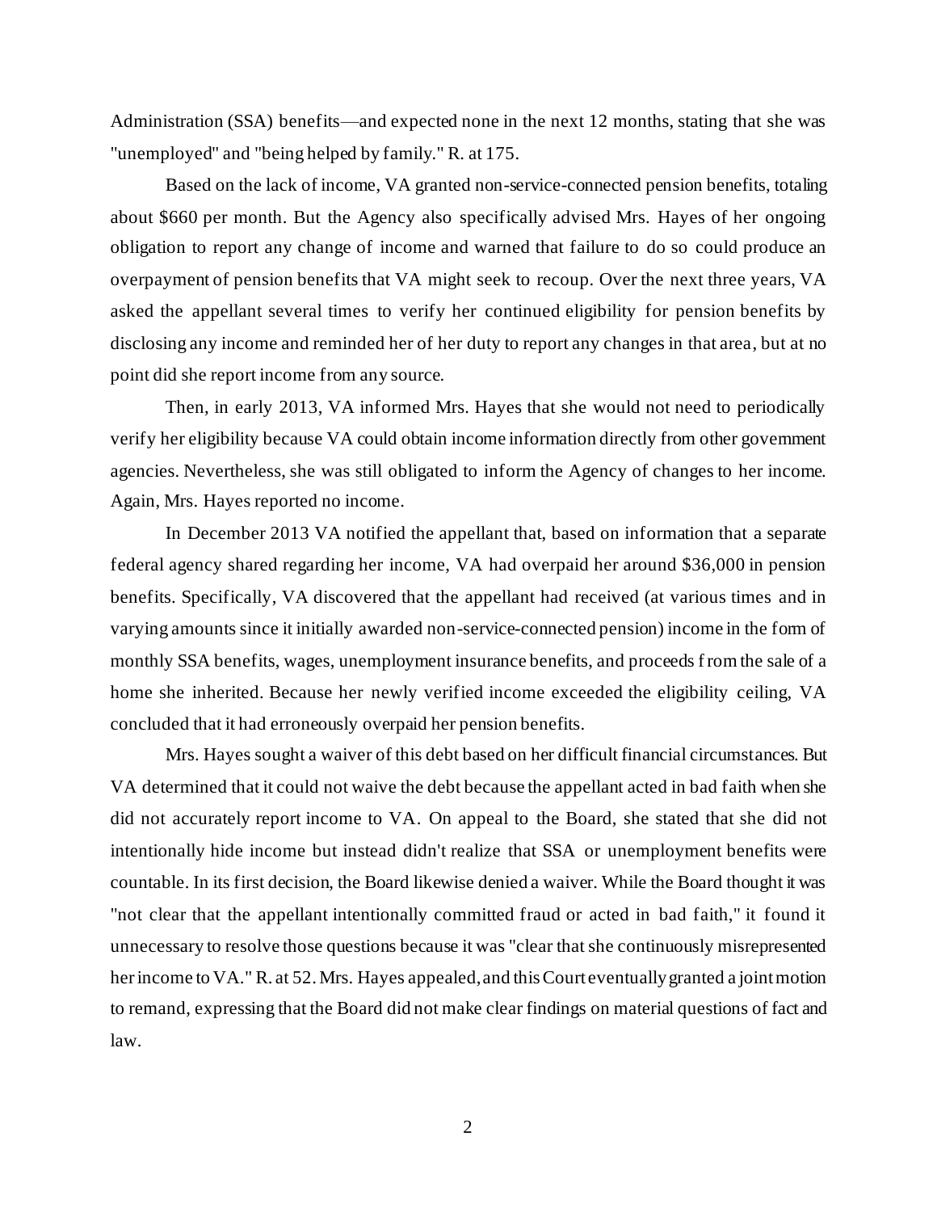Administration (SSA) benefits—and expected none in the next 12 months, stating that she was "unemployed" and "being helped by family." R. at 175.

Based on the lack of income, VA granted non-service-connected pension benefits, totaling about $660 per month. But the Agency also specifically advised Mrs. Hayes of her ongoing obligation to report any change of income and warned that failure to do so could produce an overpayment of pension benefits that VA might seek to recoup. Over the next three years, VA asked the appellant several times to verify her continued eligibility for pension benefits by disclosing any income and reminded her of her duty to report any changes in that area, but at no point did she report income from any source.

Then, in early 2013, VA informed Mrs. Hayes that she would not need to periodically verify her eligibility because VA could obtain income information directly from other government agencies. Nevertheless, she was still obligated to inform the Agency of changes to her income. Again, Mrs. Hayes reported no income.

In December 2013 VA notified the appellant that, based on information that a separate federal agency shared regarding her income, VA had overpaid her around $36,000 in pension benefits. Specifically, VA discovered that the appellant had received (at various times and in varying amounts since it initially awarded non-service-connected pension) income in the form of monthly SSA benefits, wages, unemployment insurance benefits, and proceeds from the sale of a home she inherited. Because her newly verified income exceeded the eligibility ceiling, VA concluded that it had erroneously overpaid her pension benefits.

Mrs. Hayes sought a waiver of this debt based on her difficult financial circumstances. But VA determined that it could not waive the debt because the appellant acted in bad faith when she did not accurately report income to VA. On appeal to the Board, she stated that she did not intentionally hide income but instead didn't realize that SSA or unemployment benefits were countable. In its first decision, the Board likewise denied a waiver. While the Board thought it was "not clear that the appellant intentionally committed fraud or acted in bad faith," it found it unnecessary to resolve those questions because it was "clear that she continuously misrepresented her income to VA." R. at 52. Mrs. Hayes appealed, and this Court eventually granted a joint motion to remand, expressing that the Board did not make clear findings on material questions of fact and law.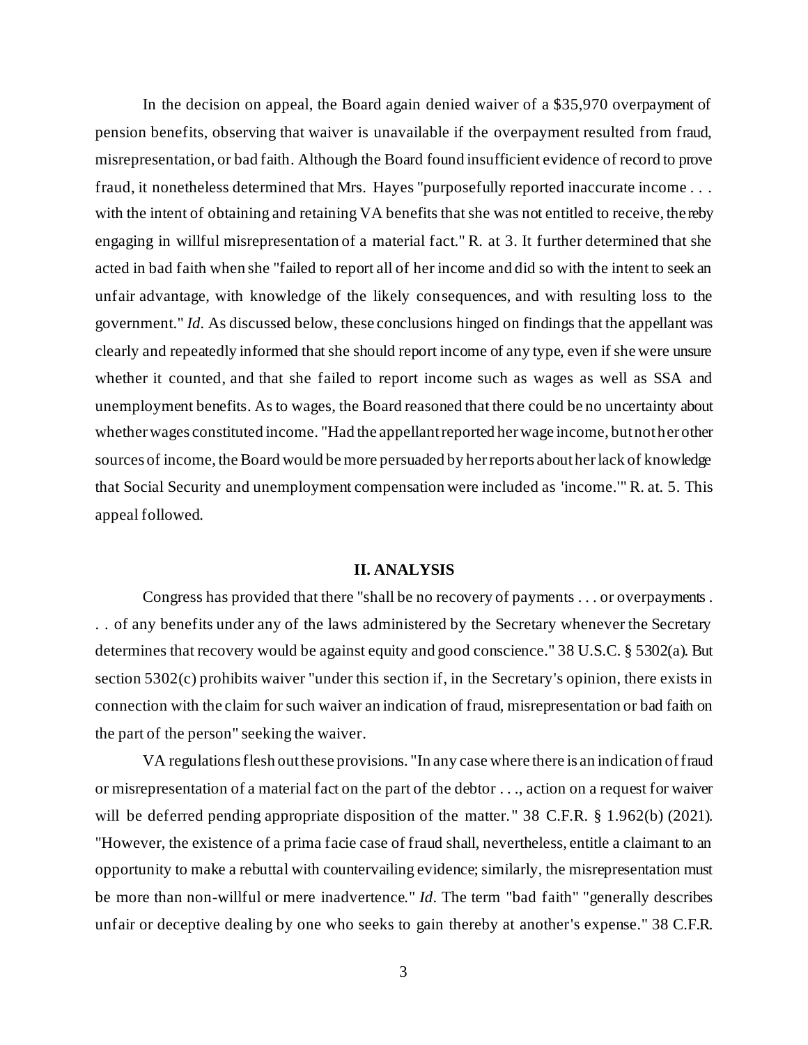In the decision on appeal, the Board again denied waiver of a $35,970 overpayment of pension benefits, observing that waiver is unavailable if the overpayment resulted from fraud, misrepresentation, or bad faith. Although the Board found insufficient evidence of record to prove fraud, it nonetheless determined that Mrs. Hayes "purposefully reported inaccurate income . . . with the intent of obtaining and retaining VA benefits that she was not entitled to receive, thereby engaging in willful misrepresentation of a material fact." R. at 3. It further determined that she acted in bad faith when she "failed to report all of her income and did so with the intent to seek an unfair advantage, with knowledge of the likely consequences, and with resulting loss to the government." *Id.* As discussed below, these conclusions hinged on findings that the appellant was clearly and repeatedly informed that she should report income of any type, even if she were unsure whether it counted, and that she failed to report income such as wages as well as SSA and unemployment benefits. As to wages, the Board reasoned that there could be no uncertainty about whether wages constituted income. "Had the appellant reported her wage income, but not her other sources of income, the Board would be more persuaded by her reports about her lack of knowledge that Social Security and unemployment compensation were included as 'income.'" R. at. 5. This appeal followed.

## II. ANALYSIS

Congress has provided that there "shall be no recovery of payments . . . or overpayments . . . of any benefits under any of the laws administered by the Secretary whenever the Secretary determines that recovery would be against equity and good conscience." 38 U.S.C. § 5302(a). But section 5302(c) prohibits waiver "under this section if, in the Secretary's opinion, there exists in connection with the claim for such waiver an indication of fraud, misrepresentation or bad faith on the part of the person" seeking the waiver.

VA regulations flesh out these provisions. "In any case where there is an indication of fraud or misrepresentation of a material fact on the part of the debtor . . ., action on a request for waiver will be deferred pending appropriate disposition of the matter." 38 C.F.R. § 1.962(b) (2021). "However, the existence of a prima facie case of fraud shall, nevertheless, entitle a claimant to an opportunity to make a rebuttal with countervailing evidence; similarly, the misrepresentation must be more than non-willful or mere inadvertence." *Id.* The term "bad faith" "generally describes unfair or deceptive dealing by one who seeks to gain thereby at another's expense." 38 C.F.R.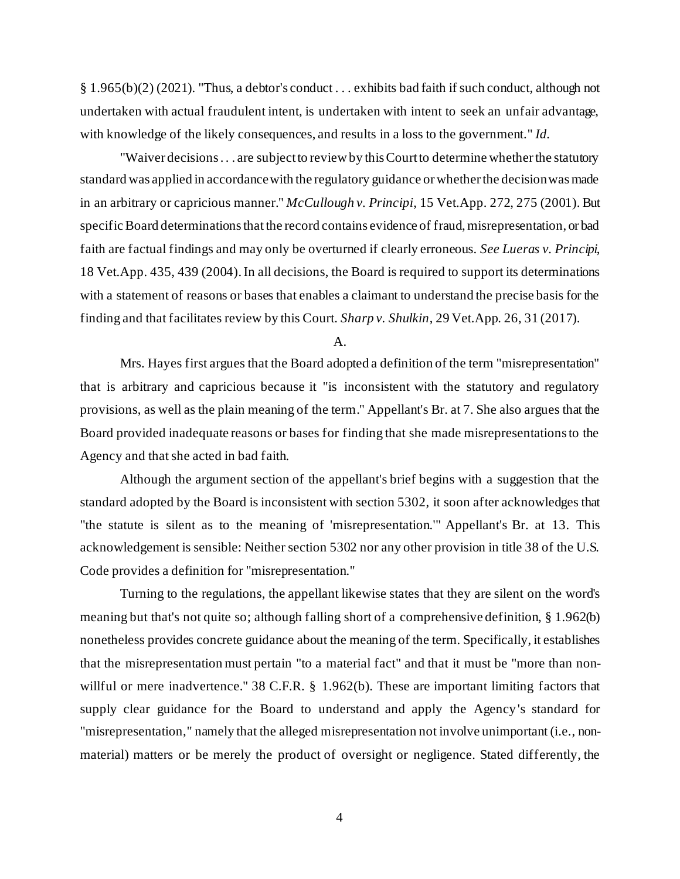§ 1.965(b)(2) (2021). "Thus, a debtor's conduct . . . exhibits bad faith if such conduct, although not undertaken with actual fraudulent intent, is undertaken with intent to seek an unfair advantage, with knowledge of the likely consequences, and results in a loss to the government." *Id.*

"Waiver decisions . . . are subject to review by this Court to determine whether the statutory standard was applied in accordance with the regulatory guidance or whether the decision was made in an arbitrary or capricious manner." *McCullough v. Principi*, 15 Vet.App. 272, 275 (2001). But specific Board determinations that the record contains evidence of fraud, misrepresentation, or bad faith are factual findings and may only be overturned if clearly erroneous. *See Lueras v. Principi*, 18 Vet.App. 435, 439 (2004). In all decisions, the Board is required to support its determinations with a statement of reasons or bases that enables a claimant to understand the precise basis for the finding and that facilitates review by this Court. *Sharp v. Shulkin*, 29 Vet.App. 26, 31 (2017).

A.

Mrs. Hayes first argues that the Board adopted a definition of the term "misrepresentation" that is arbitrary and capricious because it "is inconsistent with the statutory and regulatory provisions, as well as the plain meaning of the term." Appellant's Br. at 7. She also argues that the Board provided inadequate reasons or bases for finding that she made misrepresentations to the Agency and that she acted in bad faith.

Although the argument section of the appellant's brief begins with a suggestion that the standard adopted by the Board is inconsistent with section 5302, it soon after acknowledges that "the statute is silent as to the meaning of 'misrepresentation.'" Appellant's Br. at 13. This acknowledgement is sensible: Neither section 5302 nor any other provision in title 38 of the U.S. Code provides a definition for "misrepresentation."

Turning to the regulations, the appellant likewise states that they are silent on the word's meaning but that's not quite so; although falling short of a comprehensive definition, § 1.962(b) nonetheless provides concrete guidance about the meaning of the term. Specifically, it establishes that the misrepresentation must pertain "to a material fact" and that it must be "more than non-willful or mere inadvertence." 38 C.F.R. § 1.962(b). These are important limiting factors that supply clear guidance for the Board to understand and apply the Agency's standard for "misrepresentation," namely that the alleged misrepresentation not involve unimportant (i.e., non-material) matters or be merely the product of oversight or negligence. Stated differently, the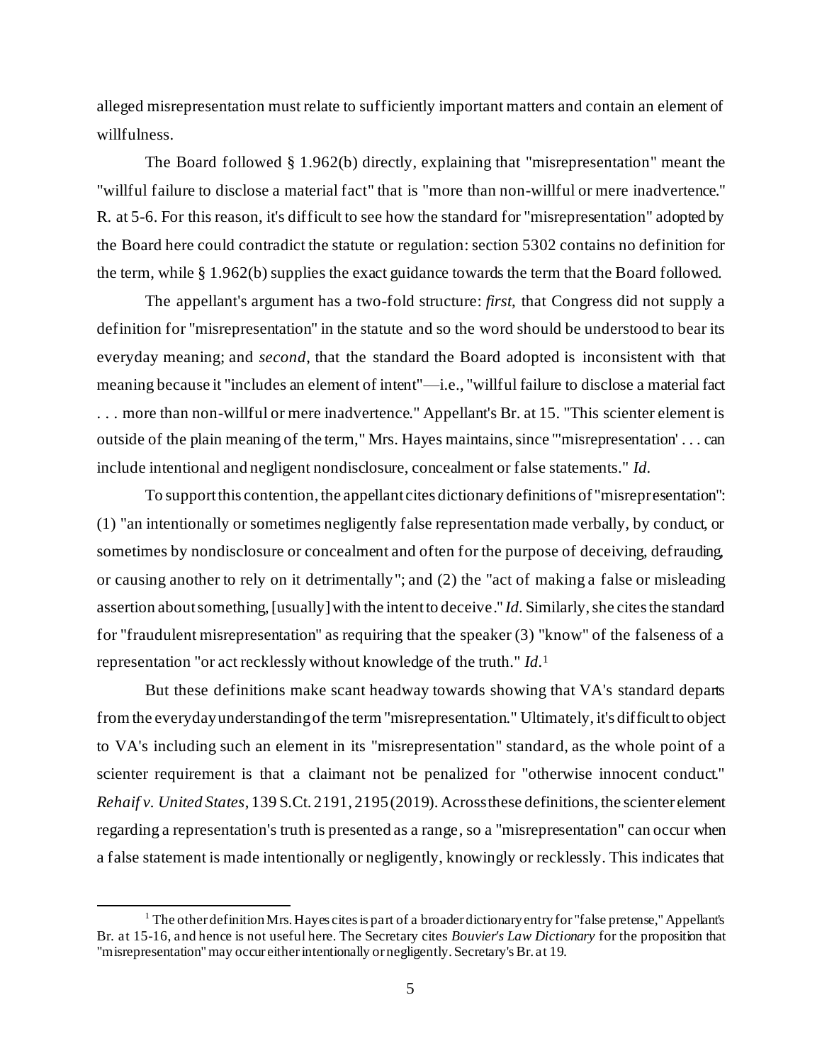alleged misrepresentation must relate to sufficiently important matters and contain an element of willfulness.

The Board followed § 1.962(b) directly, explaining that "misrepresentation" meant the "willful failure to disclose a material fact" that is "more than non-willful or mere inadvertence." R. at 5-6. For this reason, it's difficult to see how the standard for "misrepresentation" adopted by the Board here could contradict the statute or regulation: section 5302 contains no definition for the term, while § 1.962(b) supplies the exact guidance towards the term that the Board followed.

The appellant's argument has a two-fold structure: *first*, that Congress did not supply a definition for "misrepresentation" in the statute and so the word should be understood to bear its everyday meaning; and *second*, that the standard the Board adopted is inconsistent with that meaning because it "includes an element of intent"—i.e., "willful failure to disclose a material fact . . . more than non-willful or mere inadvertence." Appellant's Br. at 15. "This scienter element is outside of the plain meaning of the term," Mrs. Hayes maintains, since "'misrepresentation' . . . can include intentional and negligent nondisclosure, concealment or false statements." *Id.*

To support this contention, the appellant cites dictionary definitions of "misrepresentation": (1) "an intentionally or sometimes negligently false representation made verbally, by conduct, or sometimes by nondisclosure or concealment and often for the purpose of deceiving, defrauding, or causing another to rely on it detrimentally"; and (2) the "act of making a false or misleading assertion about something, [usually] with the intent to deceive." *Id.* Similarly, she cites the standard for "fraudulent misrepresentation" as requiring that the speaker (3) "know" of the falseness of a representation "or act recklessly without knowledge of the truth." *Id.*[1]

But these definitions make scant headway towards showing that VA's standard departs from the everyday understanding of the term "misrepresentation." Ultimately, it's difficult to object to VA's including such an element in its "misrepresentation" standard, as the whole point of a scienter requirement is that a claimant not be penalized for "otherwise innocent conduct." *Rehaif v. United States*, 139 S.Ct. 2191, 2195 (2019). Across these definitions, the scienter element regarding a representation's truth is presented as a range, so a "misrepresentation" can occur when a false statement is made intentionally or negligently, knowingly or recklessly. This indicates that

[1] The other definition Mrs. Hayes cites is part of a broader dictionary entry for "false pretense," Appellant's Br. at 15-16, and hence is not useful here. The Secretary cites *Bouvier's Law Dictionary* for the proposition that "misrepresentation" may occur either intentionally or negligently. Secretary's Br. at 19.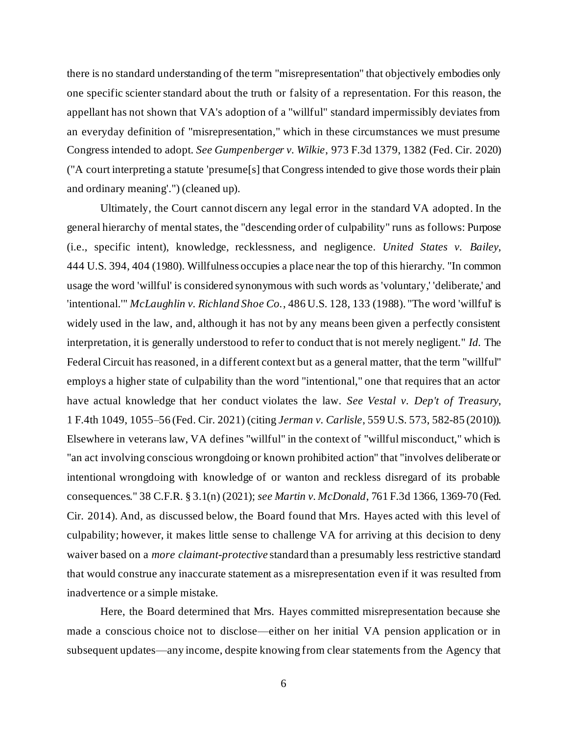there is no standard understanding of the term "misrepresentation" that objectively embodies only one specific scienter standard about the truth or falsity of a representation. For this reason, the appellant has not shown that VA's adoption of a "willful" standard impermissibly deviates from an everyday definition of "misrepresentation," which in these circumstances we must presume Congress intended to adopt. *See Gumpenberger v. Wilkie*, 973 F.3d 1379, 1382 (Fed. Cir. 2020) ("A court interpreting a statute 'presume[s] that Congress intended to give those words their plain and ordinary meaning'.") (cleaned up).

Ultimately, the Court cannot discern any legal error in the standard VA adopted. In the general hierarchy of mental states, the "descending order of culpability" runs as follows: Purpose (i.e., specific intent), knowledge, recklessness, and negligence. *United States v. Bailey*, 444 U.S. 394, 404 (1980). Willfulness occupies a place near the top of this hierarchy. "In common usage the word 'willful' is considered synonymous with such words as 'voluntary,' 'deliberate,' and 'intentional.'" *McLaughlin v. Richland Shoe Co.*, 486 U.S. 128, 133 (1988). "The word 'willful' is widely used in the law, and, although it has not by any means been given a perfectly consistent interpretation, it is generally understood to refer to conduct that is not merely negligent." *Id.* The Federal Circuit has reasoned, in a different context but as a general matter, that the term "willful" employs a higher state of culpability than the word "intentional," one that requires that an actor have actual knowledge that her conduct violates the law. *See Vestal v. Dep't of Treasury*, 1 F.4th 1049, 1055–56 (Fed. Cir. 2021) (citing *Jerman v. Carlisle*, 559 U.S. 573, 582-85 (2010)). Elsewhere in veterans law, VA defines "willful" in the context of "willful misconduct," which is "an act involving conscious wrongdoing or known prohibited action" that "involves deliberate or intentional wrongdoing with knowledge of or wanton and reckless disregard of its probable consequences." 38 C.F.R. § 3.1(n) (2021); *see Martin v. McDonald*, 761 F.3d 1366, 1369-70 (Fed. Cir. 2014). And, as discussed below, the Board found that Mrs. Hayes acted with this level of culpability; however, it makes little sense to challenge VA for arriving at this decision to deny waiver based on a *more claimant-protective* standard than a presumably less restrictive standard that would construe any inaccurate statement as a misrepresentation even if it was resulted from inadvertence or a simple mistake.

Here, the Board determined that Mrs. Hayes committed misrepresentation because she made a conscious choice not to disclose—either on her initial VA pension application or in subsequent updates—any income, despite knowing from clear statements from the Agency that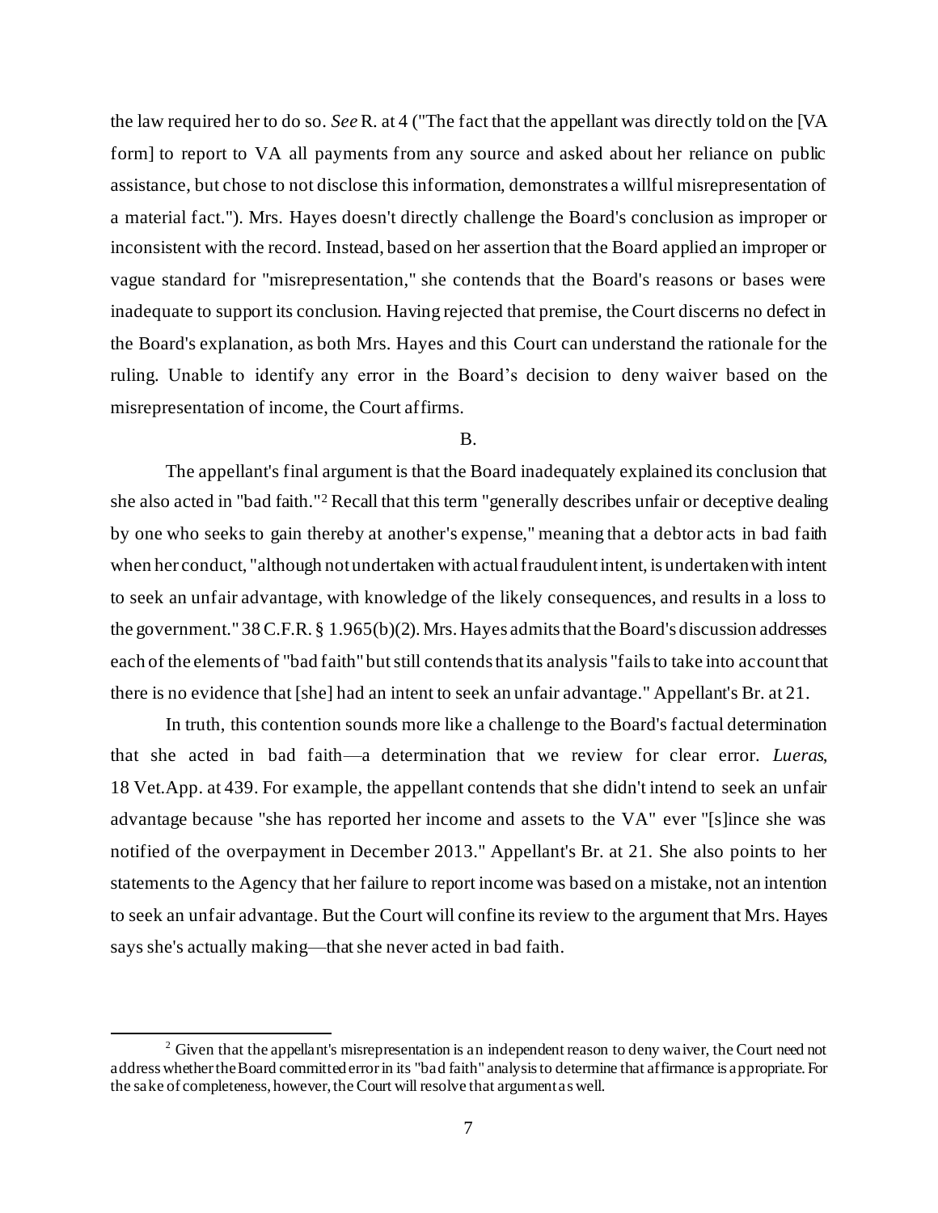the law required her to do so. *See* R. at 4 ("The fact that the appellant was directly told on the [VA form] to report to VA all payments from any source and asked about her reliance on public assistance, but chose to not disclose this information, demonstrates a willful misrepresentation of a material fact."). Mrs. Hayes doesn't directly challenge the Board's conclusion as improper or inconsistent with the record. Instead, based on her assertion that the Board applied an improper or vague standard for "misrepresentation," she contends that the Board's reasons or bases were inadequate to support its conclusion. Having rejected that premise, the Court discerns no defect in the Board's explanation, as both Mrs. Hayes and this Court can understand the rationale for the ruling. Unable to identify any error in the Board's decision to deny waiver based on the misrepresentation of income, the Court affirms.

B.

The appellant's final argument is that the Board inadequately explained its conclusion that she also acted in "bad faith."[2] Recall that this term "generally describes unfair or deceptive dealing by one who seeks to gain thereby at another's expense," meaning that a debtor acts in bad faith when her conduct, "although not undertaken with actual fraudulent intent, is undertaken with intent to seek an unfair advantage, with knowledge of the likely consequences, and results in a loss to the government." 38 C.F.R. § 1.965(b)(2). Mrs. Hayes admits that the Board's discussion addresses each of the elements of "bad faith" but still contends that its analysis "fails to take into account that there is no evidence that [she] had an intent to seek an unfair advantage." Appellant's Br. at 21.

In truth, this contention sounds more like a challenge to the Board's factual determination that she acted in bad faith—a determination that we review for clear error. *Lueras*, 18 Vet.App. at 439. For example, the appellant contends that she didn't intend to seek an unfair advantage because "she has reported her income and assets to the VA" ever "[s]ince she was notified of the overpayment in December 2013." Appellant's Br. at 21. She also points to her statements to the Agency that her failure to report income was based on a mistake, not an intention to seek an unfair advantage. But the Court will confine its review to the argument that Mrs. Hayes says she's actually making—that she never acted in bad faith.

---

[2] Given that the appellant's misrepresentation is an independent reason to deny waiver, the Court need not address whether the Board committed error in its "bad faith" analysis to determine that affirmance is appropriate. For the sake of completeness, however, the Court will resolve that argument as well.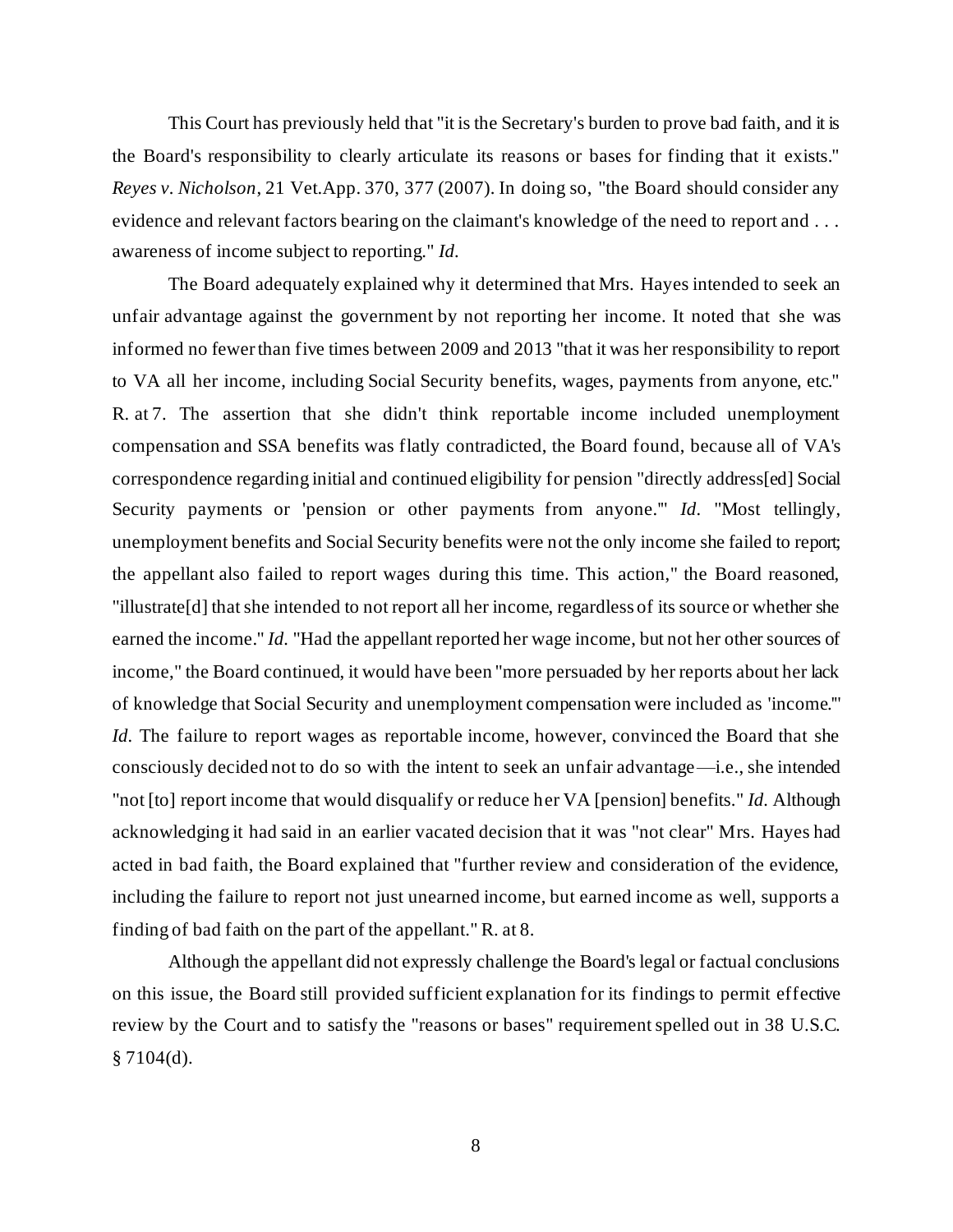This Court has previously held that "it is the Secretary's burden to prove bad faith, and it is the Board's responsibility to clearly articulate its reasons or bases for finding that it exists." *Reyes v. Nicholson*, 21 Vet.App. 370, 377 (2007). In doing so, "the Board should consider any evidence and relevant factors bearing on the claimant's knowledge of the need to report and . . . awareness of income subject to reporting." *Id.*

The Board adequately explained why it determined that Mrs. Hayes intended to seek an unfair advantage against the government by not reporting her income. It noted that she was informed no fewer than five times between 2009 and 2013 "that it was her responsibility to report to VA all her income, including Social Security benefits, wages, payments from anyone, etc." R. at 7. The assertion that she didn't think reportable income included unemployment compensation and SSA benefits was flatly contradicted, the Board found, because all of VA's correspondence regarding initial and continued eligibility for pension "directly address[ed] Social Security payments or 'pension or other payments from anyone.'" *Id.* "Most tellingly, unemployment benefits and Social Security benefits were not the only income she failed to report; the appellant also failed to report wages during this time. This action," the Board reasoned, "illustrate[d] that she intended to not report all her income, regardless of its source or whether she earned the income." *Id.* "Had the appellant reported her wage income, but not her other sources of income," the Board continued, it would have been "more persuaded by her reports about her lack of knowledge that Social Security and unemployment compensation were included as 'income.'" *Id.* The failure to report wages as reportable income, however, convinced the Board that she consciously decided not to do so with the intent to seek an unfair advantage—i.e., she intended "not [to] report income that would disqualify or reduce her VA [pension] benefits." *Id.* Although acknowledging it had said in an earlier vacated decision that it was "not clear" Mrs. Hayes had acted in bad faith, the Board explained that "further review and consideration of the evidence, including the failure to report not just unearned income, but earned income as well, supports a finding of bad faith on the part of the appellant." R. at 8.

Although the appellant did not expressly challenge the Board's legal or factual conclusions on this issue, the Board still provided sufficient explanation for its findings to permit effective review by the Court and to satisfy the "reasons or bases" requirement spelled out in 38 U.S.C. § 7104(d).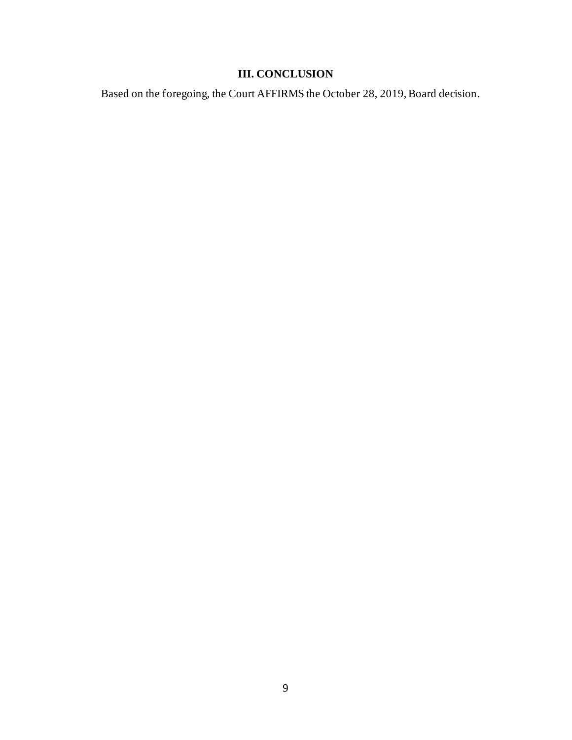## III. CONCLUSION

Based on the foregoing, the Court AFFIRMS the October 28, 2019, Board decision.